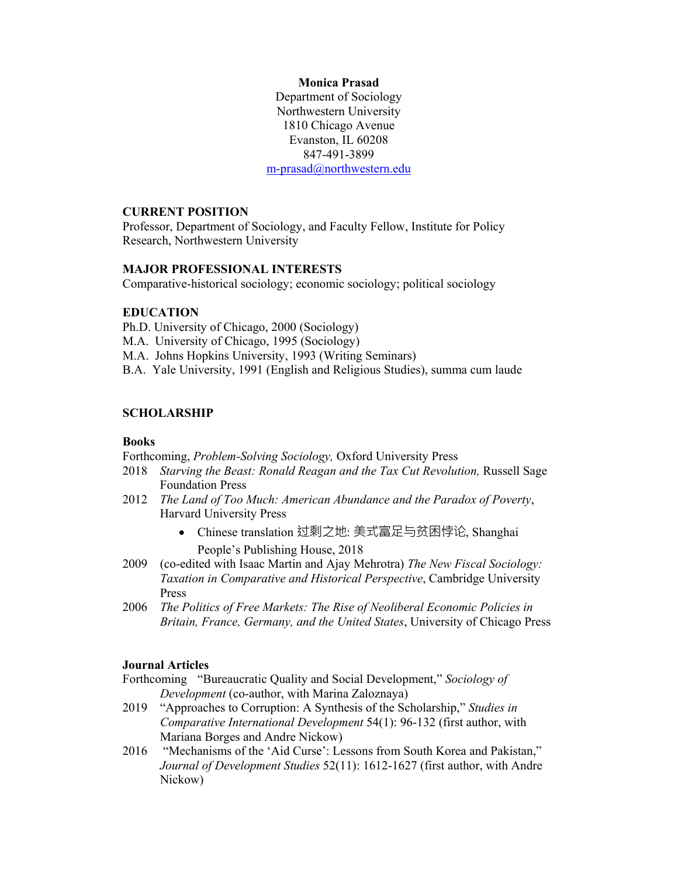**Monica Prasad**
Department of Sociology
Northwestern University
1810 Chicago Avenue
Evanston, IL 60208
847-491-3899
m-prasad@northwestern.edu

## CURRENT POSITION

Professor, Department of Sociology, and Faculty Fellow, Institute for Policy Research, Northwestern University

## MAJOR PROFESSIONAL INTERESTS

Comparative-historical sociology; economic sociology; political sociology

## EDUCATION

Ph.D. University of Chicago, 2000 (Sociology)
M.A. University of Chicago, 1995 (Sociology)
M.A. Johns Hopkins University, 1993 (Writing Seminars)
B.A. Yale University, 1991 (English and Religious Studies), summa cum laude

## SCHOLARSHIP

### Books

Forthcoming, *Problem-Solving Sociology,* Oxford University Press

2018 *Starving the Beast: Ronald Reagan and the Tax Cut Revolution,* Russell Sage Foundation Press

2012 *The Land of Too Much: American Abundance and the Paradox of Poverty*, Harvard University Press

- Chinese translation 过剩之地: 美式富足与贫困悖论, Shanghai People's Publishing House, 2018

2009 (co-edited with Isaac Martin and Ajay Mehrotra) *The New Fiscal Sociology: Taxation in Comparative and Historical Perspective*, Cambridge University Press

2006 *The Politics of Free Markets: The Rise of Neoliberal Economic Policies in Britain, France, Germany, and the United States*, University of Chicago Press

### Journal Articles

Forthcoming "Bureaucratic Quality and Social Development," *Sociology of Development* (co-author, with Marina Zaloznaya)

2019 "Approaches to Corruption: A Synthesis of the Scholarship," *Studies in Comparative International Development* 54(1): 96-132 (first author, with Mariana Borges and Andre Nickow)

2016 "Mechanisms of the 'Aid Curse': Lessons from South Korea and Pakistan," *Journal of Development Studies* 52(11): 1612-1627 (first author, with Andre Nickow)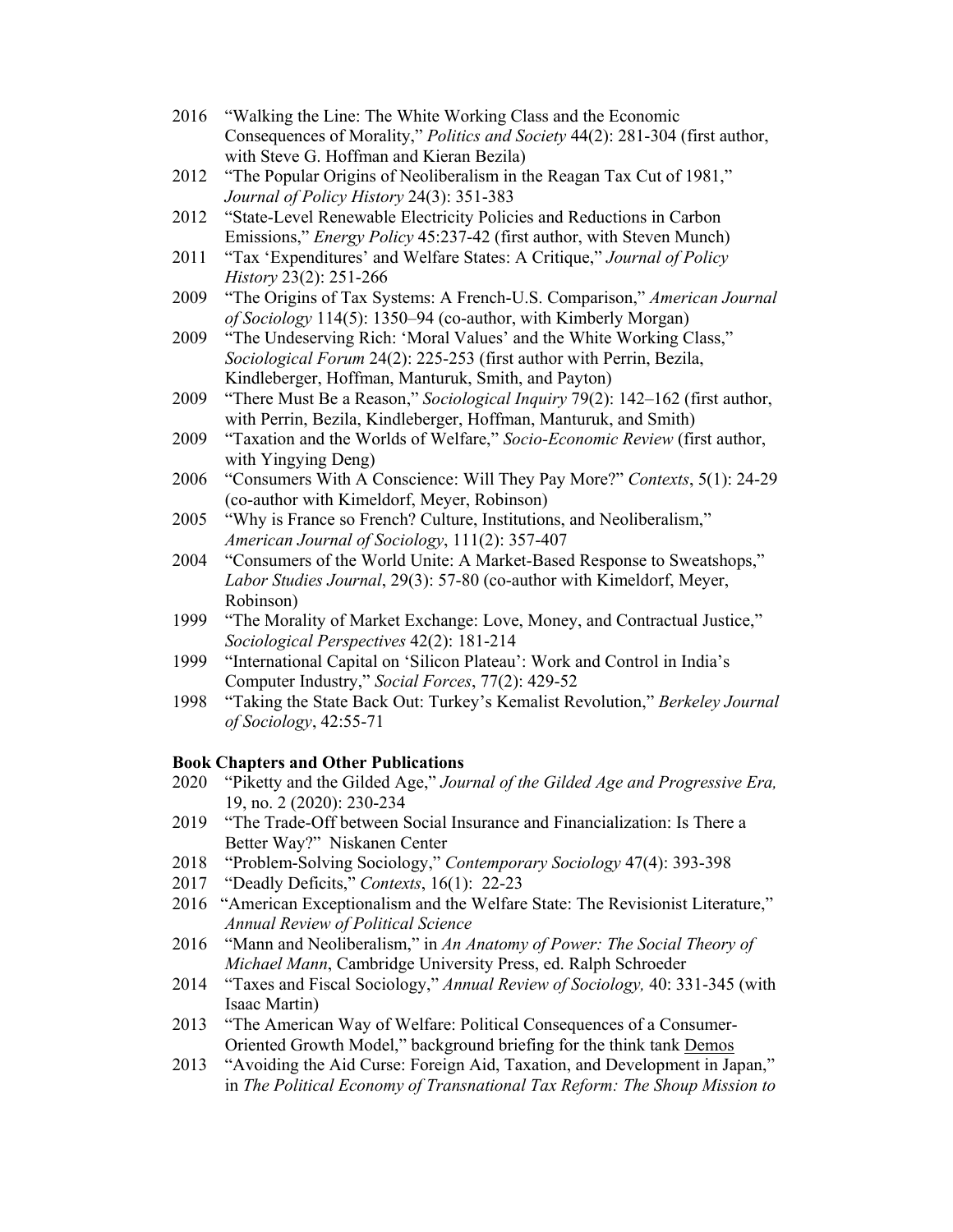2016 "Walking the Line: The White Working Class and the Economic Consequences of Morality," *Politics and Society* 44(2): 281-304 (first author, with Steve G. Hoffman and Kieran Bezila)

2012 "The Popular Origins of Neoliberalism in the Reagan Tax Cut of 1981," *Journal of Policy History* 24(3): 351-383

2012 "State-Level Renewable Electricity Policies and Reductions in Carbon Emissions," *Energy Policy* 45:237-42 (first author, with Steven Munch)

2011 "Tax 'Expenditures' and Welfare States: A Critique," *Journal of Policy History* 23(2): 251-266

2009 "The Origins of Tax Systems: A French-U.S. Comparison," *American Journal of Sociology* 114(5): 1350–94 (co-author, with Kimberly Morgan)

2009 "The Undeserving Rich: 'Moral Values' and the White Working Class," *Sociological Forum* 24(2): 225-253 (first author with Perrin, Bezila, Kindleberger, Hoffman, Manturuk, Smith, and Payton)

2009 "There Must Be a Reason," *Sociological Inquiry* 79(2): 142–162 (first author, with Perrin, Bezila, Kindleberger, Hoffman, Manturuk, and Smith)

2009 "Taxation and the Worlds of Welfare," *Socio-Economic Review* (first author, with Yingying Deng)

2006 "Consumers With A Conscience: Will They Pay More?" *Contexts*, 5(1): 24-29 (co-author with Kimeldorf, Meyer, Robinson)

2005 "Why is France so French? Culture, Institutions, and Neoliberalism," *American Journal of Sociology*, 111(2): 357-407

2004 "Consumers of the World Unite: A Market-Based Response to Sweatshops," *Labor Studies Journal*, 29(3): 57-80 (co-author with Kimeldorf, Meyer, Robinson)

1999 "The Morality of Market Exchange: Love, Money, and Contractual Justice," *Sociological Perspectives* 42(2): 181-214

1999 "International Capital on 'Silicon Plateau': Work and Control in India's Computer Industry," *Social Forces*, 77(2): 429-52

1998 "Taking the State Back Out: Turkey's Kemalist Revolution," *Berkeley Journal of Sociology*, 42:55-71

**Book Chapters and Other Publications**

2020 "Piketty and the Gilded Age," *Journal of the Gilded Age and Progressive Era,* 19, no. 2 (2020): 230-234

2019 "The Trade-Off between Social Insurance and Financialization: Is There a Better Way?" Niskanen Center

2018 "Problem-Solving Sociology," *Contemporary Sociology* 47(4): 393-398

2017 "Deadly Deficits," *Contexts*, 16(1): 22-23

2016 "American Exceptionalism and the Welfare State: The Revisionist Literature," *Annual Review of Political Science*

2016 "Mann and Neoliberalism," in *An Anatomy of Power: The Social Theory of Michael Mann*, Cambridge University Press, ed. Ralph Schroeder

2014 "Taxes and Fiscal Sociology," *Annual Review of Sociology,* 40: 331-345 (with Isaac Martin)

2013 "The American Way of Welfare: Political Consequences of a Consumer-Oriented Growth Model," background briefing for the think tank Demos

2013 "Avoiding the Aid Curse: Foreign Aid, Taxation, and Development in Japan," in *The Political Economy of Transnational Tax Reform: The Shoup Mission to*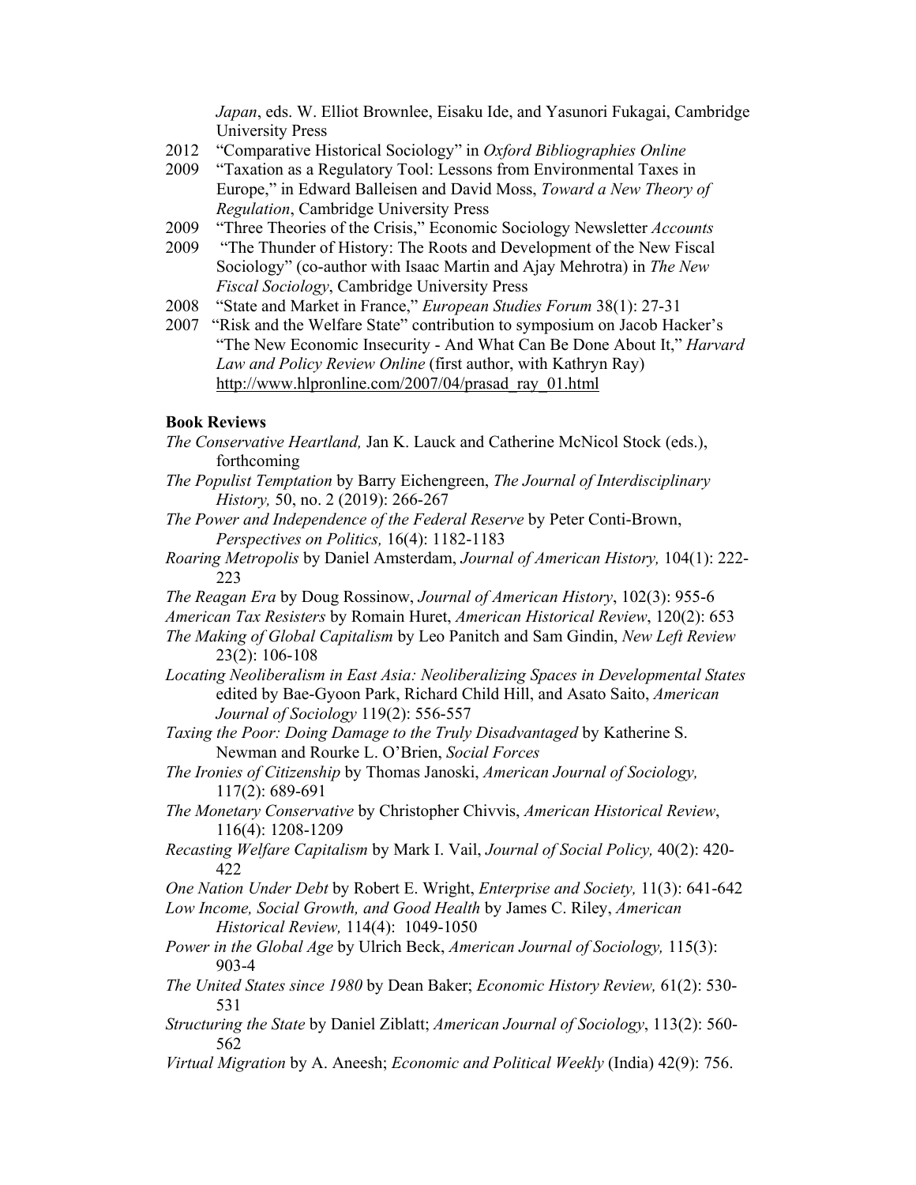*Japan*, eds. W. Elliot Brownlee, Eisaku Ide, and Yasunori Fukagai, Cambridge University Press

2012 "Comparative Historical Sociology" in *Oxford Bibliographies Online*

2009 "Taxation as a Regulatory Tool: Lessons from Environmental Taxes in Europe," in Edward Balleisen and David Moss, *Toward a New Theory of Regulation*, Cambridge University Press

2009 "Three Theories of the Crisis," Economic Sociology Newsletter *Accounts*

2009 "The Thunder of History: The Roots and Development of the New Fiscal Sociology" (co-author with Isaac Martin and Ajay Mehrotra) in *The New Fiscal Sociology*, Cambridge University Press

2008 "State and Market in France," *European Studies Forum* 38(1): 27-31

2007 "Risk and the Welfare State" contribution to symposium on Jacob Hacker's "The New Economic Insecurity - And What Can Be Done About It," *Harvard Law and Policy Review Online* (first author, with Kathryn Ray) http://www.hlpronline.com/2007/04/prasad_ray_01.html

**Book Reviews**

*The Conservative Heartland,* Jan K. Lauck and Catherine McNicol Stock (eds.), forthcoming

*The Populist Temptation* by Barry Eichengreen, *The Journal of Interdisciplinary History,* 50, no. 2 (2019): 266-267

*The Power and Independence of the Federal Reserve* by Peter Conti-Brown, *Perspectives on Politics,* 16(4): 1182-1183

*Roaring Metropolis* by Daniel Amsterdam, *Journal of American History,* 104(1): 222-223

*The Reagan Era* by Doug Rossinow, *Journal of American History*, 102(3): 955-6

*American Tax Resisters* by Romain Huret, *American Historical Review*, 120(2): 653

*The Making of Global Capitalism* by Leo Panitch and Sam Gindin, *New Left Review* 23(2): 106-108

*Locating Neoliberalism in East Asia: Neoliberalizing Spaces in Developmental States* edited by Bae-Gyoon Park, Richard Child Hill, and Asato Saito, *American Journal of Sociology* 119(2): 556-557

*Taxing the Poor: Doing Damage to the Truly Disadvantaged* by Katherine S. Newman and Rourke L. O'Brien, *Social Forces*

*The Ironies of Citizenship* by Thomas Janoski, *American Journal of Sociology,* 117(2): 689-691

*The Monetary Conservative* by Christopher Chivvis, *American Historical Review*, 116(4): 1208-1209

*Recasting Welfare Capitalism* by Mark I. Vail, *Journal of Social Policy,* 40(2): 420-422

*One Nation Under Debt* by Robert E. Wright, *Enterprise and Society,* 11(3): 641-642

*Low Income, Social Growth, and Good Health* by James C. Riley, *American Historical Review,* 114(4): 1049-1050

*Power in the Global Age* by Ulrich Beck, *American Journal of Sociology,* 115(3): 903-4

*The United States since 1980* by Dean Baker; *Economic History Review,* 61(2): 530-531

*Structuring the State* by Daniel Ziblatt; *American Journal of Sociology*, 113(2): 560-562

*Virtual Migration* by A. Aneesh; *Economic and Political Weekly* (India) 42(9): 756.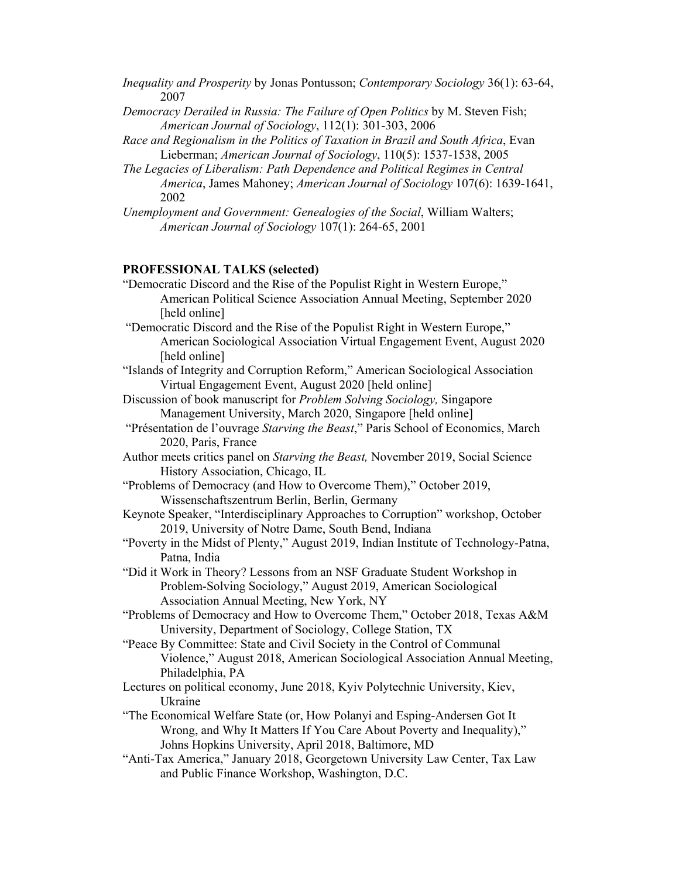*Inequality and Prosperity* by Jonas Pontusson; *Contemporary Sociology* 36(1): 63-64, 2007

*Democracy Derailed in Russia: The Failure of Open Politics* by M. Steven Fish; *American Journal of Sociology*, 112(1): 301-303, 2006

*Race and Regionalism in the Politics of Taxation in Brazil and South Africa*, Evan Lieberman; *American Journal of Sociology*, 110(5): 1537-1538, 2005

*The Legacies of Liberalism: Path Dependence and Political Regimes in Central America*, James Mahoney; *American Journal of Sociology* 107(6): 1639-1641, 2002

*Unemployment and Government: Genealogies of the Social*, William Walters; *American Journal of Sociology* 107(1): 264-65, 2001

## PROFESSIONAL TALKS (selected)

"Democratic Discord and the Rise of the Populist Right in Western Europe," American Political Science Association Annual Meeting, September 2020 [held online]

"Democratic Discord and the Rise of the Populist Right in Western Europe," American Sociological Association Virtual Engagement Event, August 2020 [held online]

"Islands of Integrity and Corruption Reform," American Sociological Association Virtual Engagement Event, August 2020 [held online]

Discussion of book manuscript for *Problem Solving Sociology,* Singapore Management University, March 2020, Singapore [held online]

"Présentation de l'ouvrage *Starving the Beast*," Paris School of Economics, March 2020, Paris, France

Author meets critics panel on *Starving the Beast,* November 2019, Social Science History Association, Chicago, IL

"Problems of Democracy (and How to Overcome Them)," October 2019, Wissenschaftszentrum Berlin, Berlin, Germany

Keynote Speaker, "Interdisciplinary Approaches to Corruption" workshop, October 2019, University of Notre Dame, South Bend, Indiana

"Poverty in the Midst of Plenty," August 2019, Indian Institute of Technology-Patna, Patna, India

"Did it Work in Theory? Lessons from an NSF Graduate Student Workshop in Problem-Solving Sociology," August 2019, American Sociological Association Annual Meeting, New York, NY

"Problems of Democracy and How to Overcome Them," October 2018, Texas A&M University, Department of Sociology, College Station, TX

"Peace By Committee: State and Civil Society in the Control of Communal Violence," August 2018, American Sociological Association Annual Meeting, Philadelphia, PA

Lectures on political economy, June 2018, Kyiv Polytechnic University, Kiev, Ukraine

"The Economical Welfare State (or, How Polanyi and Esping-Andersen Got It Wrong, and Why It Matters If You Care About Poverty and Inequality)," Johns Hopkins University, April 2018, Baltimore, MD

"Anti-Tax America," January 2018, Georgetown University Law Center, Tax Law and Public Finance Workshop, Washington, D.C.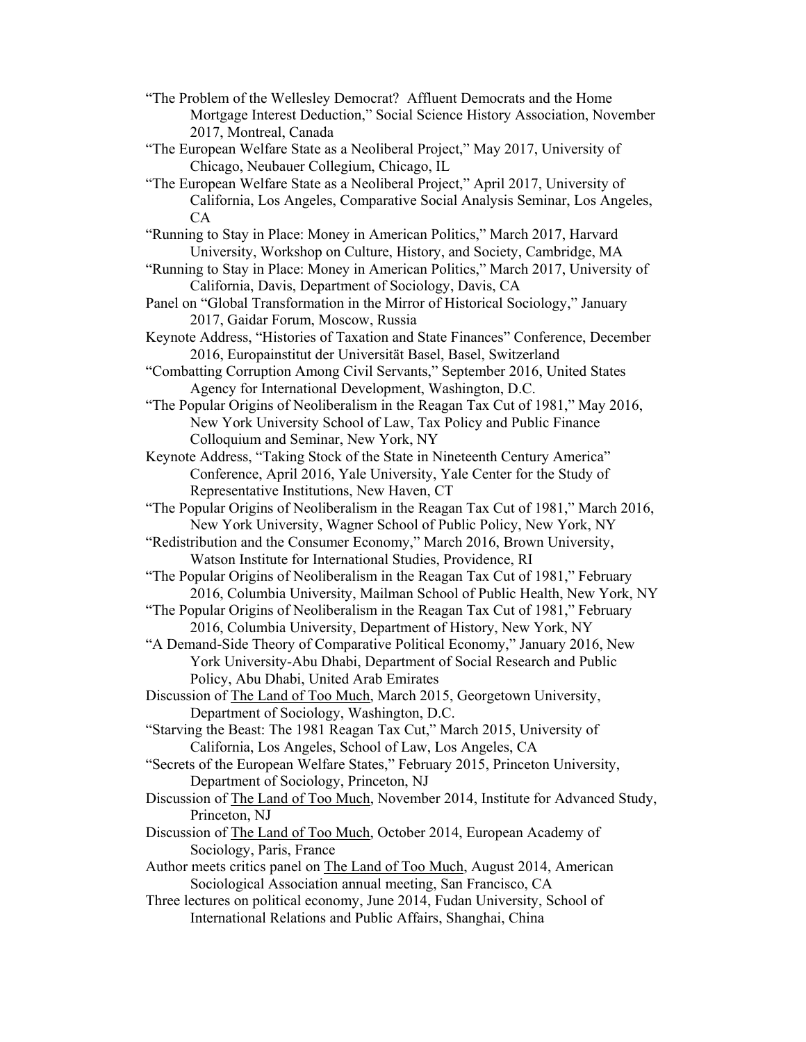“The Problem of the Wellesley Democrat? Affluent Democrats and the Home Mortgage Interest Deduction,” Social Science History Association, November 2017, Montreal, Canada

“The European Welfare State as a Neoliberal Project,” May 2017, University of Chicago, Neubauer Collegium, Chicago, IL

“The European Welfare State as a Neoliberal Project,” April 2017, University of California, Los Angeles, Comparative Social Analysis Seminar, Los Angeles, CA

“Running to Stay in Place: Money in American Politics,” March 2017, Harvard University, Workshop on Culture, History, and Society, Cambridge, MA

“Running to Stay in Place: Money in American Politics,” March 2017, University of California, Davis, Department of Sociology, Davis, CA

Panel on “Global Transformation in the Mirror of Historical Sociology,” January 2017, Gaidar Forum, Moscow, Russia

Keynote Address, “Histories of Taxation and State Finances” Conference, December 2016, Europainstitut der Universität Basel, Basel, Switzerland

“Combatting Corruption Among Civil Servants,” September 2016, United States Agency for International Development, Washington, D.C.

“The Popular Origins of Neoliberalism in the Reagan Tax Cut of 1981,” May 2016, New York University School of Law, Tax Policy and Public Finance Colloquium and Seminar, New York, NY

Keynote Address, “Taking Stock of the State in Nineteenth Century America” Conference, April 2016, Yale University, Yale Center for the Study of Representative Institutions, New Haven, CT

“The Popular Origins of Neoliberalism in the Reagan Tax Cut of 1981,” March 2016, New York University, Wagner School of Public Policy, New York, NY

“Redistribution and the Consumer Economy,” March 2016, Brown University, Watson Institute for International Studies, Providence, RI

“The Popular Origins of Neoliberalism in the Reagan Tax Cut of 1981,” February 2016, Columbia University, Mailman School of Public Health, New York, NY

“The Popular Origins of Neoliberalism in the Reagan Tax Cut of 1981,” February 2016, Columbia University, Department of History, New York, NY

“A Demand-Side Theory of Comparative Political Economy,” January 2016, New York University-Abu Dhabi, Department of Social Research and Public Policy, Abu Dhabi, United Arab Emirates

Discussion of The Land of Too Much, March 2015, Georgetown University, Department of Sociology, Washington, D.C.

“Starving the Beast: The 1981 Reagan Tax Cut,” March 2015, University of California, Los Angeles, School of Law, Los Angeles, CA

“Secrets of the European Welfare States,” February 2015, Princeton University, Department of Sociology, Princeton, NJ

Discussion of The Land of Too Much, November 2014, Institute for Advanced Study, Princeton, NJ

Discussion of The Land of Too Much, October 2014, European Academy of Sociology, Paris, France

Author meets critics panel on The Land of Too Much, August 2014, American Sociological Association annual meeting, San Francisco, CA

Three lectures on political economy, June 2014, Fudan University, School of International Relations and Public Affairs, Shanghai, China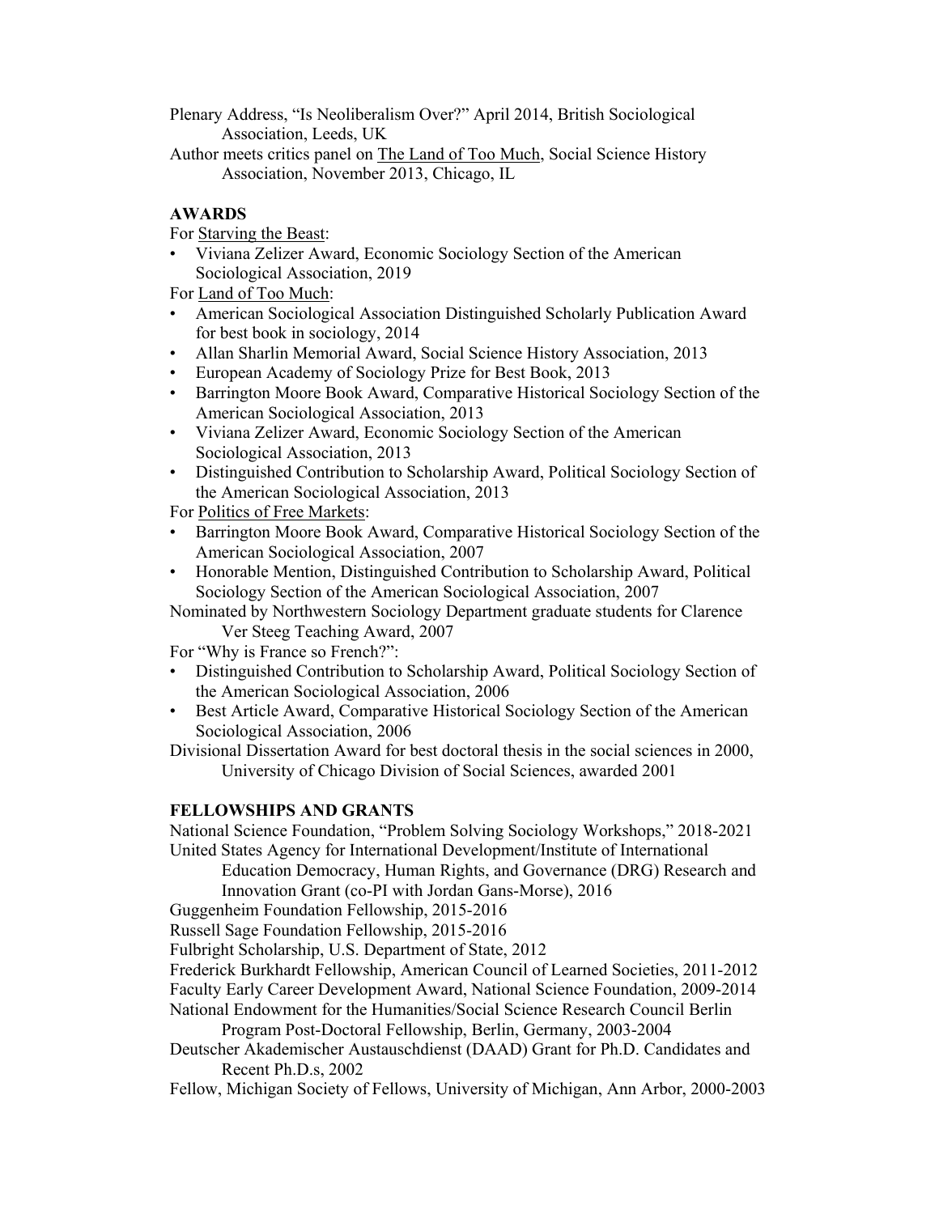Plenary Address, "Is Neoliberalism Over?" April 2014, British Sociological Association, Leeds, UK

Author meets critics panel on The Land of Too Much, Social Science History Association, November 2013, Chicago, IL

## AWARDS

For Starving the Beast:

- Viviana Zelizer Award, Economic Sociology Section of the American Sociological Association, 2019

For Land of Too Much:

- American Sociological Association Distinguished Scholarly Publication Award for best book in sociology, 2014
- Allan Sharlin Memorial Award, Social Science History Association, 2013
- European Academy of Sociology Prize for Best Book, 2013
- Barrington Moore Book Award, Comparative Historical Sociology Section of the American Sociological Association, 2013
- Viviana Zelizer Award, Economic Sociology Section of the American Sociological Association, 2013
- Distinguished Contribution to Scholarship Award, Political Sociology Section of the American Sociological Association, 2013

For Politics of Free Markets:

- Barrington Moore Book Award, Comparative Historical Sociology Section of the American Sociological Association, 2007
- Honorable Mention, Distinguished Contribution to Scholarship Award, Political Sociology Section of the American Sociological Association, 2007

Nominated by Northwestern Sociology Department graduate students for Clarence Ver Steeg Teaching Award, 2007

For "Why is France so French?":

- Distinguished Contribution to Scholarship Award, Political Sociology Section of the American Sociological Association, 2006
- Best Article Award, Comparative Historical Sociology Section of the American Sociological Association, 2006

Divisional Dissertation Award for best doctoral thesis in the social sciences in 2000, University of Chicago Division of Social Sciences, awarded 2001

## FELLOWSHIPS AND GRANTS

National Science Foundation, "Problem Solving Sociology Workshops," 2018-2021

United States Agency for International Development/Institute of International Education Democracy, Human Rights, and Governance (DRG) Research and Innovation Grant (co-PI with Jordan Gans-Morse), 2016

Guggenheim Foundation Fellowship, 2015-2016

Russell Sage Foundation Fellowship, 2015-2016

Fulbright Scholarship, U.S. Department of State, 2012

Frederick Burkhardt Fellowship, American Council of Learned Societies, 2011-2012

Faculty Early Career Development Award, National Science Foundation, 2009-2014

National Endowment for the Humanities/Social Science Research Council Berlin Program Post-Doctoral Fellowship, Berlin, Germany, 2003-2004

Deutscher Akademischer Austauschdienst (DAAD) Grant for Ph.D. Candidates and Recent Ph.D.s, 2002

Fellow, Michigan Society of Fellows, University of Michigan, Ann Arbor, 2000-2003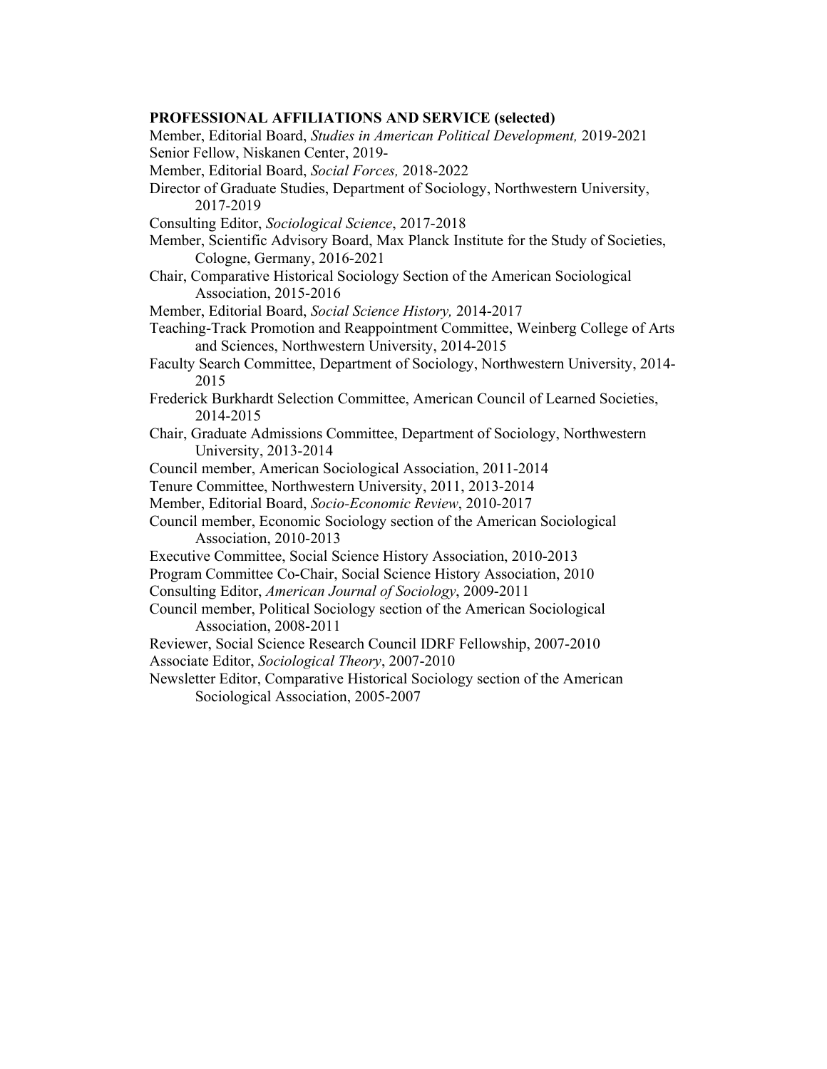**PROFESSIONAL AFFILIATIONS AND SERVICE (selected)**

Member, Editorial Board, *Studies in American Political Development,* 2019-2021

Senior Fellow, Niskanen Center, 2019-

Member, Editorial Board, *Social Forces,* 2018-2022

Director of Graduate Studies, Department of Sociology, Northwestern University, 2017-2019

Consulting Editor, *Sociological Science*, 2017-2018

Member, Scientific Advisory Board, Max Planck Institute for the Study of Societies, Cologne, Germany, 2016-2021

Chair, Comparative Historical Sociology Section of the American Sociological Association, 2015-2016

Member, Editorial Board, *Social Science History,* 2014-2017

Teaching-Track Promotion and Reappointment Committee, Weinberg College of Arts and Sciences, Northwestern University, 2014-2015

Faculty Search Committee, Department of Sociology, Northwestern University, 2014-2015

Frederick Burkhardt Selection Committee, American Council of Learned Societies, 2014-2015

Chair, Graduate Admissions Committee, Department of Sociology, Northwestern University, 2013-2014

Council member, American Sociological Association, 2011-2014

Tenure Committee, Northwestern University, 2011, 2013-2014

Member, Editorial Board, *Socio-Economic Review*, 2010-2017

Council member, Economic Sociology section of the American Sociological Association, 2010-2013

Executive Committee, Social Science History Association, 2010-2013

Program Committee Co-Chair, Social Science History Association, 2010

Consulting Editor, *American Journal of Sociology*, 2009-2011

Council member, Political Sociology section of the American Sociological Association, 2008-2011

Reviewer, Social Science Research Council IDRF Fellowship, 2007-2010

Associate Editor, *Sociological Theory*, 2007-2010

Newsletter Editor, Comparative Historical Sociology section of the American Sociological Association, 2005-2007